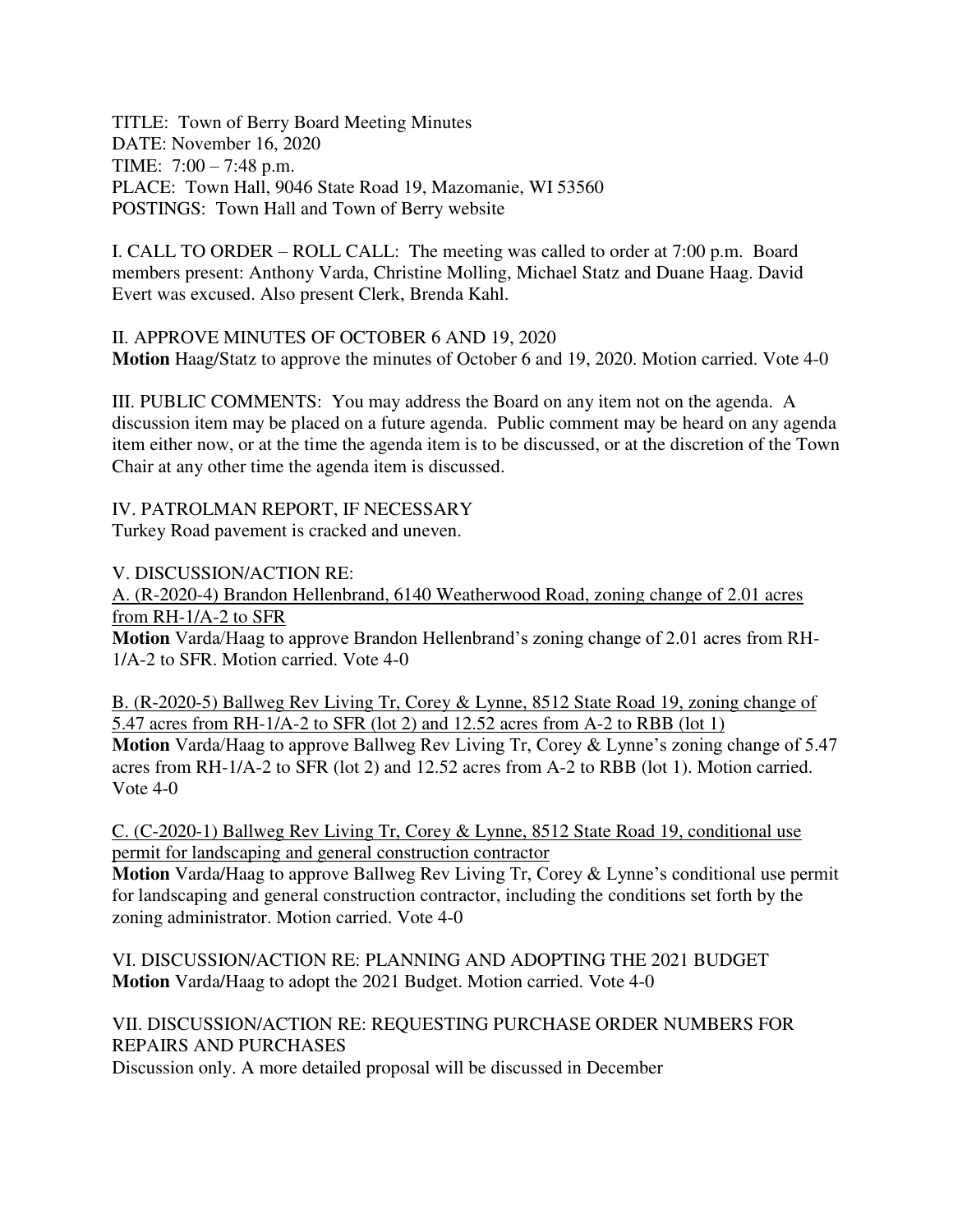TITLE: Town of Berry Board Meeting Minutes
DATE: November 16, 2020
TIME: 7:00 – 7:48 p.m.
PLACE: Town Hall, 9046 State Road 19, Mazomanie, WI 53560
POSTINGS: Town Hall and Town of Berry website

I. CALL TO ORDER – ROLL CALL: The meeting was called to order at 7:00 p.m. Board members present: Anthony Varda, Christine Molling, Michael Statz and Duane Haag. David Evert was excused. Also present Clerk, Brenda Kahl.

II. APPROVE MINUTES OF OCTOBER 6 AND 19, 2020
**Motion** Haag/Statz to approve the minutes of October 6 and 19, 2020. Motion carried. Vote 4-0

III. PUBLIC COMMENTS: You may address the Board on any item not on the agenda. A discussion item may be placed on a future agenda. Public comment may be heard on any agenda item either now, or at the time the agenda item is to be discussed, or at the discretion of the Town Chair at any other time the agenda item is discussed.

IV. PATROLMAN REPORT, IF NECESSARY
Turkey Road pavement is cracked and uneven.

V. DISCUSSION/ACTION RE:
A. (R-2020-4) Brandon Hellenbrand, 6140 Weatherwood Road, zoning change of 2.01 acres from RH-1/A-2 to SFR
**Motion** Varda/Haag to approve Brandon Hellenbrand's zoning change of 2.01 acres from RH-1/A-2 to SFR. Motion carried. Vote 4-0

B. (R-2020-5) Ballweg Rev Living Tr, Corey & Lynne, 8512 State Road 19, zoning change of 5.47 acres from RH-1/A-2 to SFR (lot 2) and 12.52 acres from A-2 to RBB (lot 1)
**Motion** Varda/Haag to approve Ballweg Rev Living Tr, Corey & Lynne's zoning change of 5.47 acres from RH-1/A-2 to SFR (lot 2) and 12.52 acres from A-2 to RBB (lot 1). Motion carried. Vote 4-0

C. (C-2020-1) Ballweg Rev Living Tr, Corey & Lynne, 8512 State Road 19, conditional use permit for landscaping and general construction contractor
**Motion** Varda/Haag to approve Ballweg Rev Living Tr, Corey & Lynne's conditional use permit for landscaping and general construction contractor, including the conditions set forth by the zoning administrator. Motion carried. Vote 4-0

VI. DISCUSSION/ACTION RE: PLANNING AND ADOPTING THE 2021 BUDGET
**Motion** Varda/Haag to adopt the 2021 Budget. Motion carried. Vote 4-0

VII. DISCUSSION/ACTION RE: REQUESTING PURCHASE ORDER NUMBERS FOR REPAIRS AND PURCHASES
Discussion only. A more detailed proposal will be discussed in December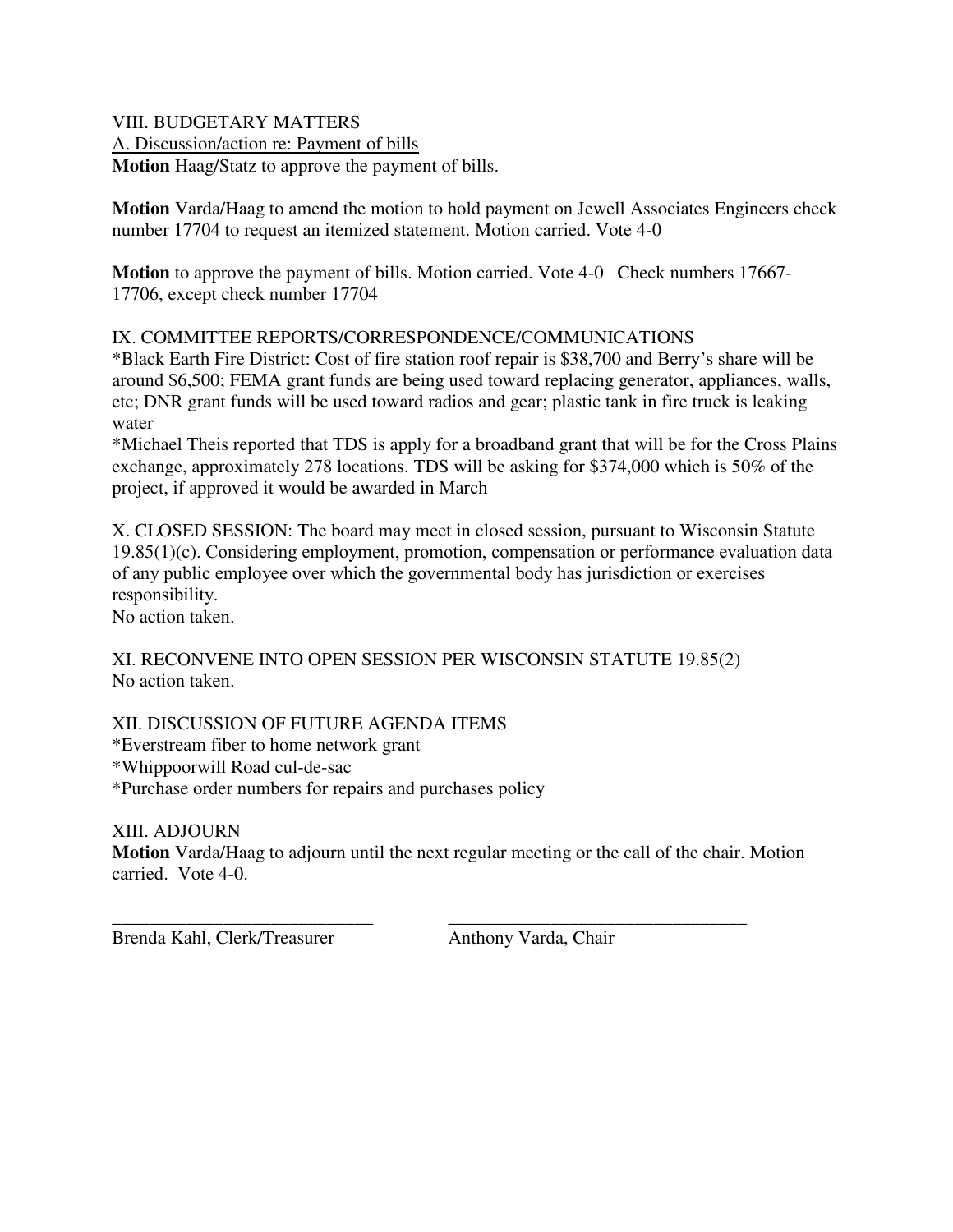VIII. BUDGETARY MATTERS

A. Discussion/action re: Payment of bills

**Motion** Haag/Statz to approve the payment of bills.

**Motion** Varda/Haag to amend the motion to hold payment on Jewell Associates Engineers check number 17704 to request an itemized statement. Motion carried. Vote 4-0

**Motion** to approve the payment of bills. Motion carried. Vote 4-0 Check numbers 17667-17706, except check number 17704

IX. COMMITTEE REPORTS/CORRESPONDENCE/COMMUNICATIONS

*Black Earth Fire District: Cost of fire station roof repair is $38,700 and Berry's share will be around $6,500; FEMA grant funds are being used toward replacing generator, appliances, walls, etc; DNR grant funds will be used toward radios and gear; plastic tank in fire truck is leaking water

*Michael Theis reported that TDS is apply for a broadband grant that will be for the Cross Plains exchange, approximately 278 locations. TDS will be asking for $374,000 which is 50% of the project, if approved it would be awarded in March

X. CLOSED SESSION: The board may meet in closed session, pursuant to Wisconsin Statute 19.85(1)(c). Considering employment, promotion, compensation or performance evaluation data of any public employee over which the governmental body has jurisdiction or exercises responsibility.

No action taken.

XI. RECONVENE INTO OPEN SESSION PER WISCONSIN STATUTE 19.85(2)

No action taken.

XII. DISCUSSION OF FUTURE AGENDA ITEMS

*Everstream fiber to home network grant

*Whippoorwill Road cul-de-sac

*Purchase order numbers for repairs and purchases policy

XIII. ADJOURN

**Motion** Varda/Haag to adjourn until the next regular meeting or the call of the chair. Motion carried. Vote 4-0.

_____________________________ _________________________________

Brenda Kahl, Clerk/Treasurer Anthony Varda, Chair